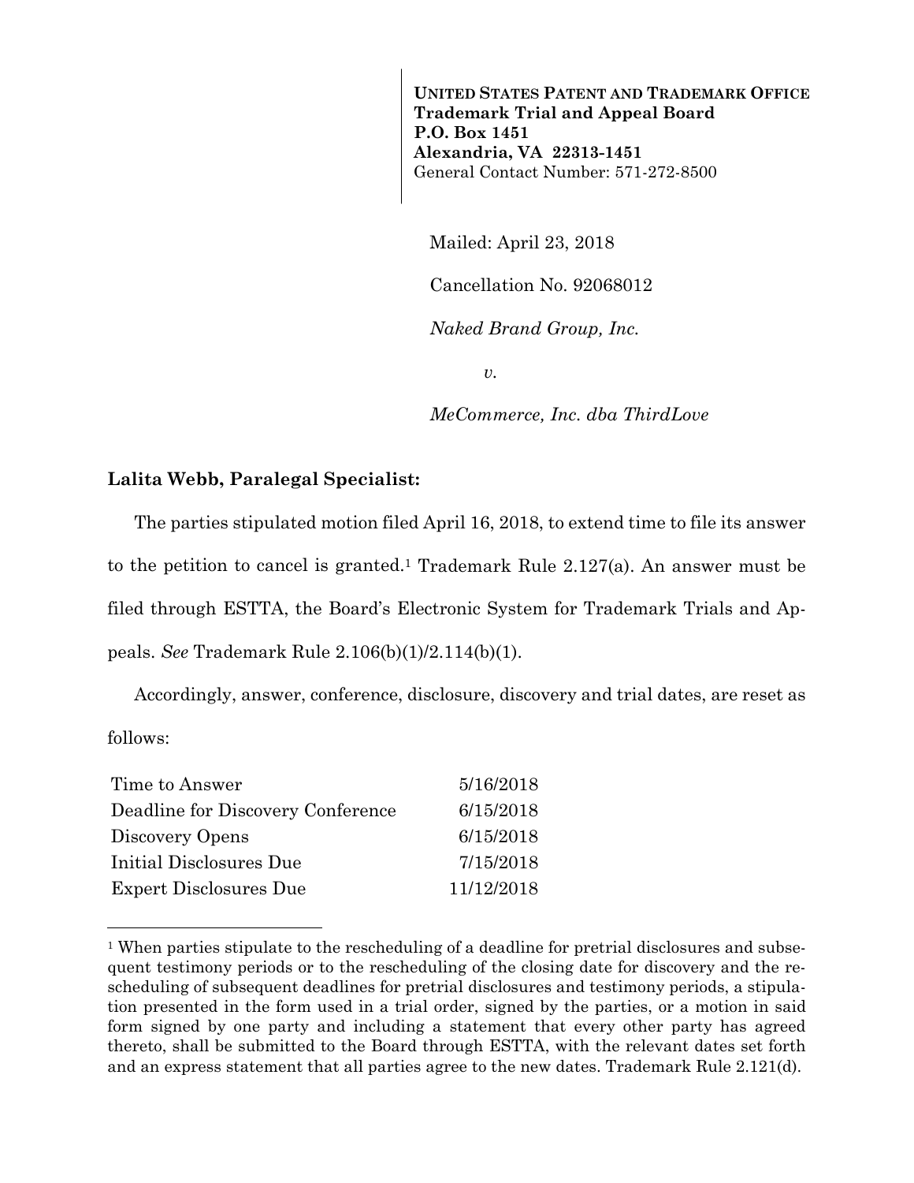**UNITED STATES PATENT AND TRADEMARK OFFICE**
**Trademark Trial and Appeal Board**
**P.O. Box 1451**
**Alexandria, VA 22313-1451**
General Contact Number: 571-272-8500

Mailed: April 23, 2018

Cancellation No. 92068012

*Naked Brand Group, Inc.*

*v.*

*MeCommerce, Inc. dba ThirdLove*

**Lalita Webb, Paralegal Specialist:**

The parties stipulated motion filed April 16, 2018, to extend time to file its answer to the petition to cancel is granted.[1] Trademark Rule 2.127(a). An answer must be filed through ESTTA, the Board's Electronic System for Trademark Trials and Appeals. *See* Trademark Rule 2.106(b)(1)/2.114(b)(1).

Accordingly, answer, conference, disclosure, discovery and trial dates, are reset as follows:

| | |
|---|---|
| Time to Answer | 5/16/2018 |
| Deadline for Discovery Conference | 6/15/2018 |
| Discovery Opens | 6/15/2018 |
| Initial Disclosures Due | 7/15/2018 |
| Expert Disclosures Due | 11/12/2018 |

[1] When parties stipulate to the rescheduling of a deadline for pretrial disclosures and subsequent testimony periods or to the rescheduling of the closing date for discovery and the rescheduling of subsequent deadlines for pretrial disclosures and testimony periods, a stipulation presented in the form used in a trial order, signed by the parties, or a motion in said form signed by one party and including a statement that every other party has agreed thereto, shall be submitted to the Board through ESTTA, with the relevant dates set forth and an express statement that all parties agree to the new dates. Trademark Rule 2.121(d).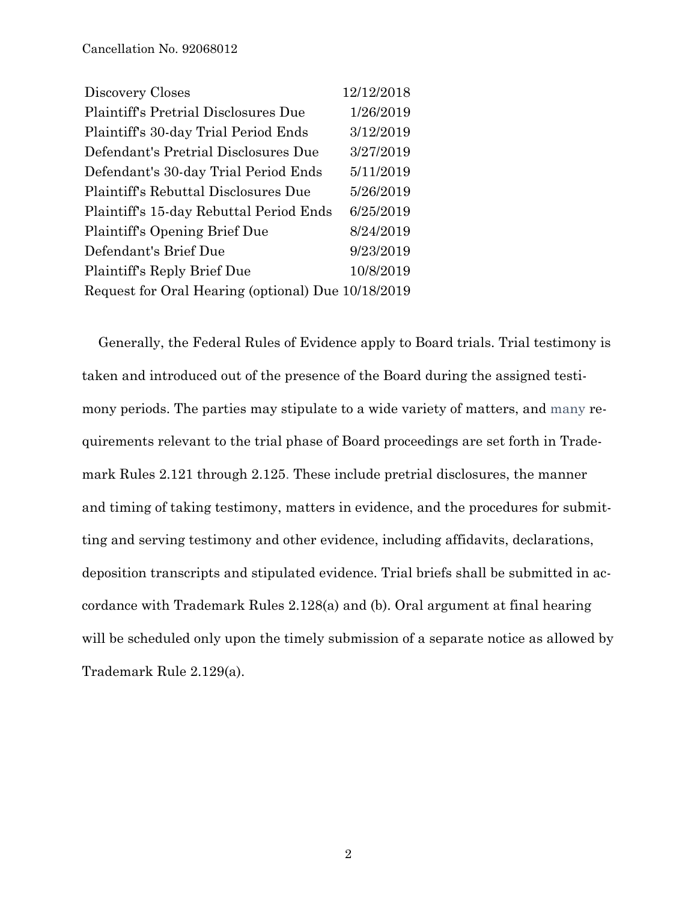| | |
|---|---|
| Discovery Closes | 12/12/2018 |
| Plaintiff's Pretrial Disclosures Due | 1/26/2019 |
| Plaintiff's 30-day Trial Period Ends | 3/12/2019 |
| Defendant's Pretrial Disclosures Due | 3/27/2019 |
| Defendant's 30-day Trial Period Ends | 5/11/2019 |
| Plaintiff's Rebuttal Disclosures Due | 5/26/2019 |
| Plaintiff's 15-day Rebuttal Period Ends | 6/25/2019 |
| Plaintiff's Opening Brief Due | 8/24/2019 |
| Defendant's Brief Due | 9/23/2019 |
| Plaintiff's Reply Brief Due | 10/8/2019 |
| Request for Oral Hearing (optional) Due | 10/18/2019 |

Generally, the Federal Rules of Evidence apply to Board trials. Trial testimony is taken and introduced out of the presence of the Board during the assigned testimony periods. The parties may stipulate to a wide variety of matters, and many requirements relevant to the trial phase of Board proceedings are set forth in Trademark Rules 2.121 through 2.125. These include pretrial disclosures, the manner and timing of taking testimony, matters in evidence, and the procedures for submitting and serving testimony and other evidence, including affidavits, declarations, deposition transcripts and stipulated evidence. Trial briefs shall be submitted in accordance with Trademark Rules 2.128(a) and (b). Oral argument at final hearing will be scheduled only upon the timely submission of a separate notice as allowed by Trademark Rule 2.129(a).